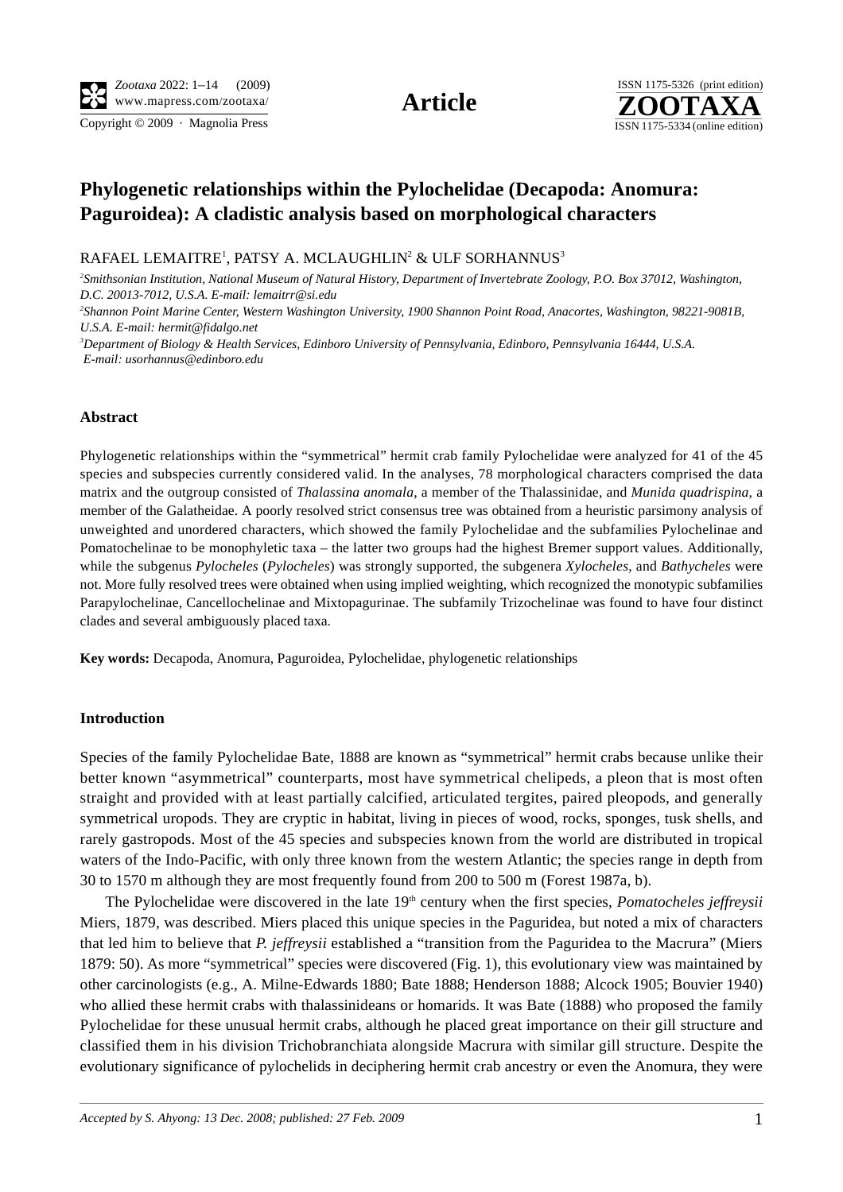**Article**

# Phylogenetic relationships within the Pylochelidae (Decapoda: Anomura: Paguroidea): A cladistic analysis based on morphological characters

RAFAEL LEMAITRE[1], PATSY A. MCLAUGHLIN[2] & ULF SORHANNUS[3]

[2]*Smithsonian Institution, National Museum of Natural History, Department of Invertebrate Zoology, P.O. Box 37012, Washington, D.C. 20013-7012, U.S.A. E-mail: lemaitrr@si.edu*

[2]*Shannon Point Marine Center, Western Washington University, 1900 Shannon Point Road, Anacortes, Washington, 98221-9081B, U.S.A. E-mail: hermit@fidalgo.net*

[3]*Department of Biology & Health Services, Edinboro University of Pennsylvania, Edinboro, Pennsylvania 16444, U.S.A. E-mail: usorhannus@edinboro.edu*

## Abstract

Phylogenetic relationships within the "symmetrical" hermit crab family Pylochelidae were analyzed for 41 of the 45 species and subspecies currently considered valid. In the analyses, 78 morphological characters comprised the data matrix and the outgroup consisted of *Thalassina anomala*, a member of the Thalassinidae, and *Munida quadrispina*, a member of the Galatheidae. A poorly resolved strict consensus tree was obtained from a heuristic parsimony analysis of unweighted and unordered characters, which showed the family Pylochelidae and the subfamilies Pylochelinae and Pomatochelinae to be monophyletic taxa – the latter two groups had the highest Bremer support values. Additionally, while the subgenus *Pylocheles* (*Pylocheles*) was strongly supported, the subgenera *Xylocheles*, and *Bathycheles* were not. More fully resolved trees were obtained when using implied weighting, which recognized the monotypic subfamilies Parapylochelinae, Cancellochelinae and Mixtopagurinae. The subfamily Trizochelinae was found to have four distinct clades and several ambiguously placed taxa.

**Key words:** Decapoda, Anomura, Paguroidea, Pylochelidae, phylogenetic relationships

## Introduction

Species of the family Pylochelidae Bate, 1888 are known as "symmetrical" hermit crabs because unlike their better known "asymmetrical" counterparts, most have symmetrical chelipeds, a pleon that is most often straight and provided with at least partially calcified, articulated tergites, paired pleopods, and generally symmetrical uropods. They are cryptic in habitat, living in pieces of wood, rocks, sponges, tusk shells, and rarely gastropods. Most of the 45 species and subspecies known from the world are distributed in tropical waters of the Indo-Pacific, with only three known from the western Atlantic; the species range in depth from 30 to 1570 m although they are most frequently found from 200 to 500 m (Forest 1987a, b).

The Pylochelidae were discovered in the late 19th century when the first species, *Pomatocheles jeffreysii* Miers, 1879, was described. Miers placed this unique species in the Paguridea, but noted a mix of characters that led him to believe that *P. jeffreysii* established a "transition from the Paguridea to the Macrura" (Miers 1879: 50). As more "symmetrical" species were discovered (Fig. 1), this evolutionary view was maintained by other carcinologists (e.g., A. Milne-Edwards 1880; Bate 1888; Henderson 1888; Alcock 1905; Bouvier 1940) who allied these hermit crabs with thalassinideans or homarids. It was Bate (1888) who proposed the family Pylochelidae for these unusual hermit crabs, although he placed great importance on their gill structure and classified them in his division Trichobranchiata alongside Macrura with similar gill structure. Despite the evolutionary significance of pylochelids in deciphering hermit crab ancestry or even the Anomura, they were

*Accepted by S. Ahyong: 13 Dec. 2008; published: 27 Feb. 2009*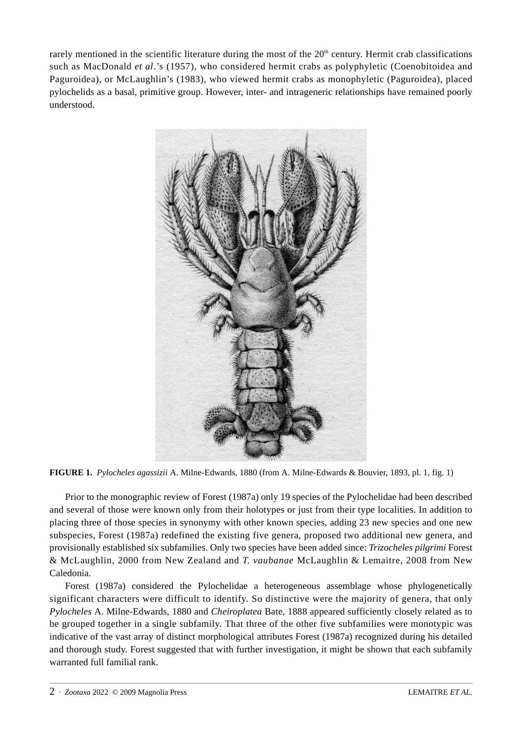rarely mentioned in the scientific literature during the most of the 20[th] century. Hermit crab classifications such as MacDonald *et al*.'s (1957), who considered hermit crabs as polyphyletic (Coenobitoidea and Paguroidea), or McLaughlin's (1983), who viewed hermit crabs as monophyletic (Paguroidea), placed pylochelids as a basal, primitive group. However, inter- and intrageneric relationships have remained poorly understood.

**FIGURE 1.** *Pylocheles agassizii* A. Milne-Edwards, 1880 (from A. Milne-Edwards & Bouvier, 1893, pl. 1, fig. 1)

Prior to the monographic review of Forest (1987a) only 19 species of the Pylochelidae had been described and several of those were known only from their holotypes or just from their type localities. In addition to placing three of those species in synonymy with other known species, adding 23 new species and one new subspecies, Forest (1987a) redefined the existing five genera, proposed two additional new genera, and provisionally established six subfamilies. Only two species have been added since: *Trizocheles pilgrimi* Forest & McLaughlin, 2000 from New Zealand and *T. vaubanae* McLaughlin & Lemaitre, 2008 from New Caledonia.

Forest (1987a) considered the Pylochelidae a heterogeneous assemblage whose phylogenetically significant characters were difficult to identify. So distinctive were the majority of genera, that only *Pylocheles* A. Milne-Edwards, 1880 and *Cheiroplatea* Bate, 1888 appeared sufficiently closely related as to be grouped together in a single subfamily. That three of the other five subfamilies were monotypic was indicative of the vast array of distinct morphological attributes Forest (1987a) recognized during his detailed and thorough study. Forest suggested that with further investigation, it might be shown that each subfamily warranted full familial rank.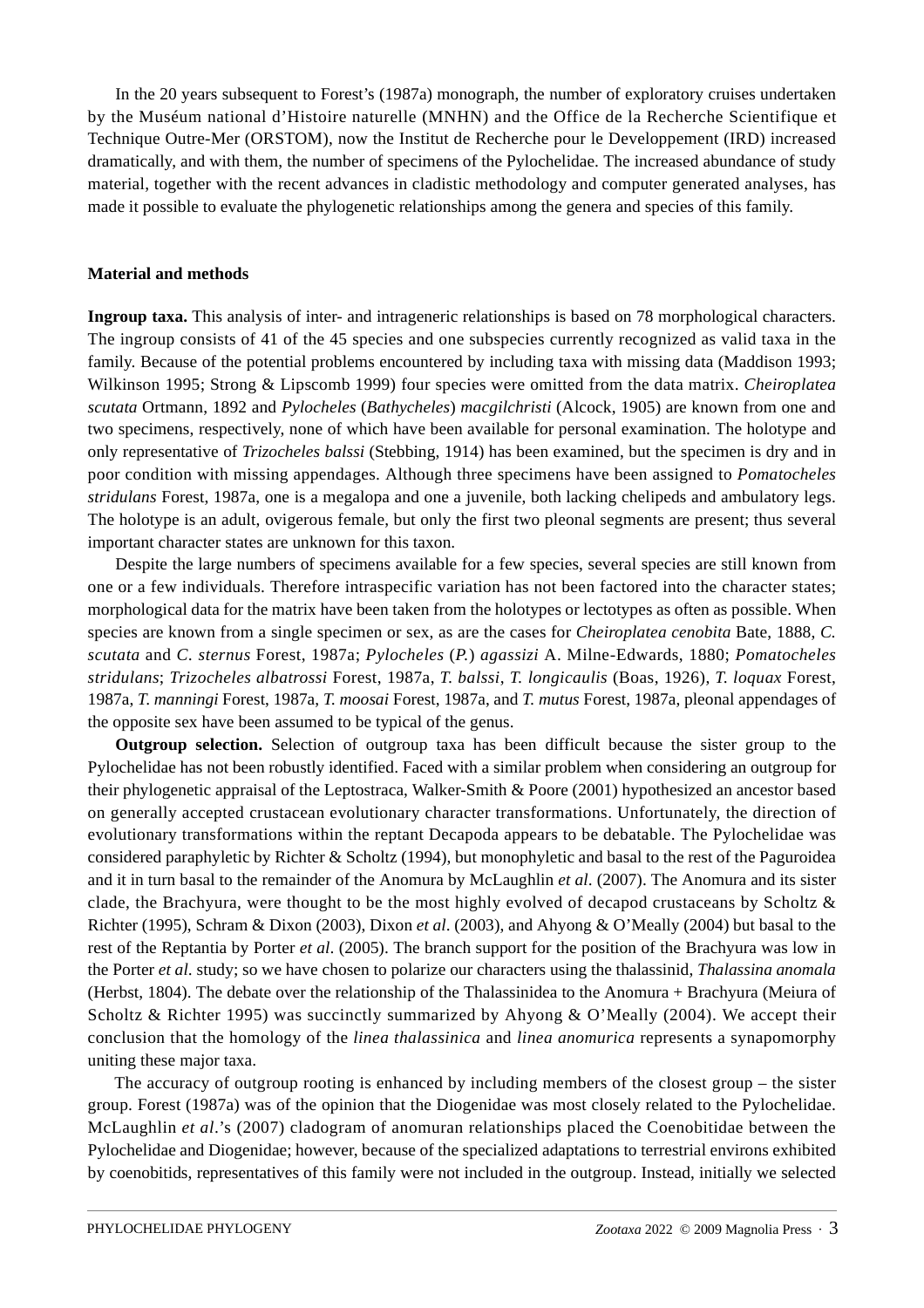In the 20 years subsequent to Forest's (1987a) monograph, the number of exploratory cruises undertaken by the Muséum national d'Histoire naturelle (MNHN) and the Office de la Recherche Scientifique et Technique Outre-Mer (ORSTOM), now the Institut de Recherche pour le Developpement (IRD) increased dramatically, and with them, the number of specimens of the Pylochelidae. The increased abundance of study material, together with the recent advances in cladistic methodology and computer generated analyses, has made it possible to evaluate the phylogenetic relationships among the genera and species of this family.

## Material and methods

**Ingroup taxa.** This analysis of inter- and intrageneric relationships is based on 78 morphological characters. The ingroup consists of 41 of the 45 species and one subspecies currently recognized as valid taxa in the family. Because of the potential problems encountered by including taxa with missing data (Maddison 1993; Wilkinson 1995; Strong & Lipscomb 1999) four species were omitted from the data matrix. *Cheiroplatea scutata* Ortmann, 1892 and *Pylocheles* (*Bathycheles*) *macgilchristi* (Alcock, 1905) are known from one and two specimens, respectively, none of which have been available for personal examination. The holotype and only representative of *Trizocheles balssi* (Stebbing, 1914) has been examined, but the specimen is dry and in poor condition with missing appendages. Although three specimens have been assigned to *Pomatocheles stridulans* Forest, 1987a, one is a megalopa and one a juvenile, both lacking chelipeds and ambulatory legs. The holotype is an adult, ovigerous female, but only the first two pleonal segments are present; thus several important character states are unknown for this taxon.

Despite the large numbers of specimens available for a few species, several species are still known from one or a few individuals. Therefore intraspecific variation has not been factored into the character states; morphological data for the matrix have been taken from the holotypes or lectotypes as often as possible. When species are known from a single specimen or sex, as are the cases for *Cheiroplatea cenobita* Bate, 1888, *C. scutata* and *C. sternus* Forest, 1987a; *Pylocheles* (*P.*) *agassizi* A. Milne-Edwards, 1880; *Pomatocheles stridulans*; *Trizocheles albatrossi* Forest, 1987a, *T. balssi*, *T. longicaulis* (Boas, 1926), *T. loquax* Forest, 1987a, *T. manningi* Forest, 1987a, *T. moosai* Forest, 1987a, and *T. mutus* Forest, 1987a, pleonal appendages of the opposite sex have been assumed to be typical of the genus.

**Outgroup selection.** Selection of outgroup taxa has been difficult because the sister group to the Pylochelidae has not been robustly identified. Faced with a similar problem when considering an outgroup for their phylogenetic appraisal of the Leptostraca, Walker-Smith & Poore (2001) hypothesized an ancestor based on generally accepted crustacean evolutionary character transformations. Unfortunately, the direction of evolutionary transformations within the reptant Decapoda appears to be debatable. The Pylochelidae was considered paraphyletic by Richter & Scholtz (1994), but monophyletic and basal to the rest of the Paguroidea and it in turn basal to the remainder of the Anomura by McLaughlin *et al*. (2007). The Anomura and its sister clade, the Brachyura, were thought to be the most highly evolved of decapod crustaceans by Scholtz & Richter (1995), Schram & Dixon (2003), Dixon *et al*. (2003), and Ahyong & O'Meally (2004) but basal to the rest of the Reptantia by Porter *et al*. (2005). The branch support for the position of the Brachyura was low in the Porter *et al*. study; so we have chosen to polarize our characters using the thalassinid, *Thalassina anomala* (Herbst, 1804). The debate over the relationship of the Thalassinidea to the Anomura + Brachyura (Meiura of Scholtz & Richter 1995) was succinctly summarized by Ahyong & O'Meally (2004). We accept their conclusion that the homology of the *linea thalassinica* and *linea anomurica* represents a synapomorphy uniting these major taxa.

The accuracy of outgroup rooting is enhanced by including members of the closest group – the sister group. Forest (1987a) was of the opinion that the Diogenidae was most closely related to the Pylochelidae. McLaughlin *et al*.'s (2007) cladogram of anomuran relationships placed the Coenobitidae between the Pylochelidae and Diogenidae; however, because of the specialized adaptations to terrestrial environs exhibited by coenobitids, representatives of this family were not included in the outgroup. Instead, initially we selected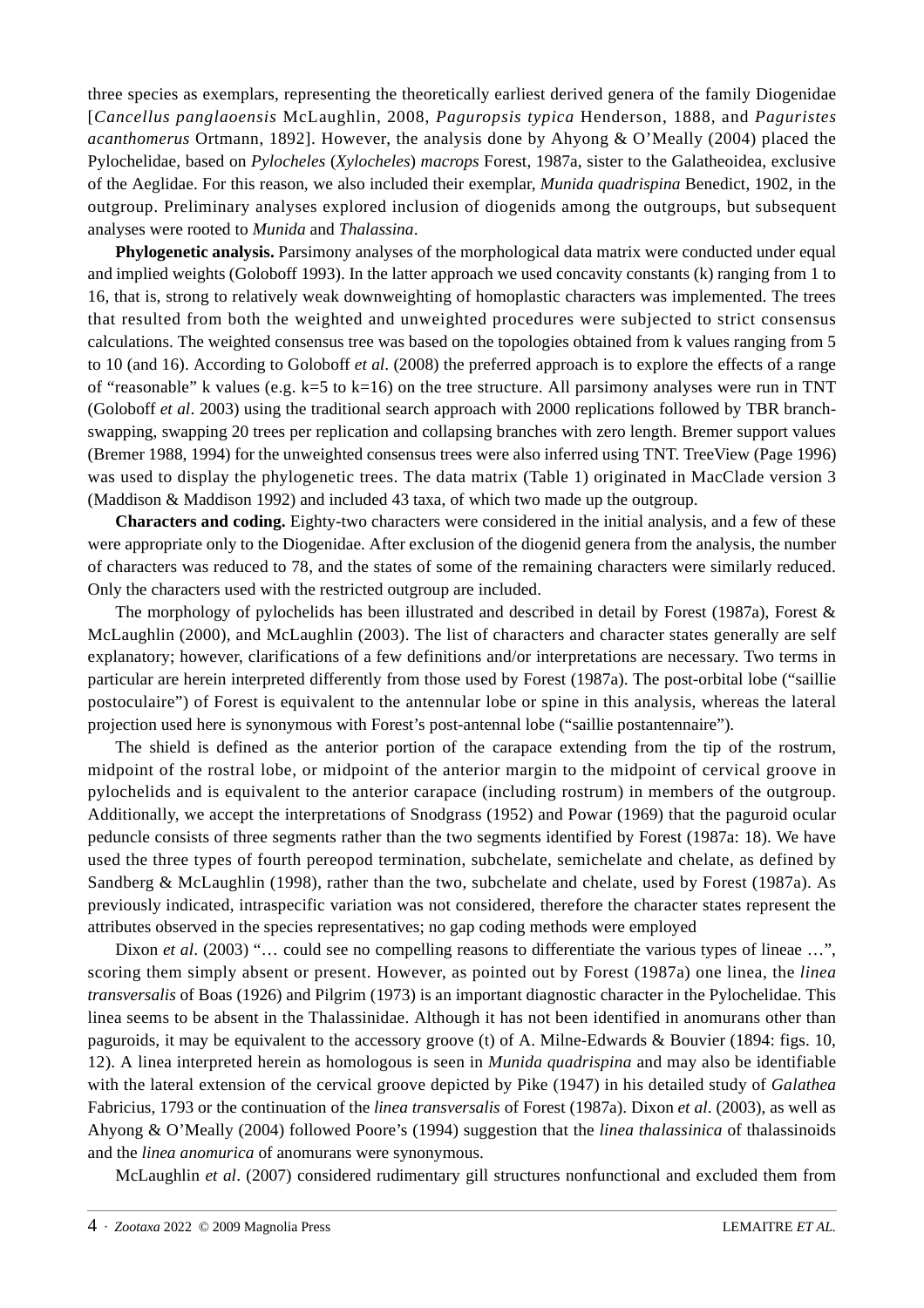three species as exemplars, representing the theoretically earliest derived genera of the family Diogenidae [*Cancellus panglaoensis* McLaughlin, 2008, *Paguropsis typica* Henderson, 1888, and *Paguristes acanthomerus* Ortmann, 1892]. However, the analysis done by Ahyong & O'Meally (2004) placed the Pylochelidae, based on *Pylocheles* (*Xylocheles*) *macrops* Forest, 1987a, sister to the Galatheoidea, exclusive of the Aeglidae. For this reason, we also included their exemplar, *Munida quadrispina* Benedict, 1902, in the outgroup. Preliminary analyses explored inclusion of diogenids among the outgroups, but subsequent analyses were rooted to *Munida* and *Thalassina*.

**Phylogenetic analysis.** Parsimony analyses of the morphological data matrix were conducted under equal and implied weights (Goloboff 1993). In the latter approach we used concavity constants (k) ranging from 1 to 16, that is, strong to relatively weak downweighting of homoplastic characters was implemented. The trees that resulted from both the weighted and unweighted procedures were subjected to strict consensus calculations. The weighted consensus tree was based on the topologies obtained from k values ranging from 5 to 10 (and 16). According to Goloboff *et al*. (2008) the preferred approach is to explore the effects of a range of "reasonable" k values (e.g. k=5 to k=16) on the tree structure. All parsimony analyses were run in TNT (Goloboff *et al*. 2003) using the traditional search approach with 2000 replications followed by TBR branch-swapping, swapping 20 trees per replication and collapsing branches with zero length. Bremer support values (Bremer 1988, 1994) for the unweighted consensus trees were also inferred using TNT. TreeView (Page 1996) was used to display the phylogenetic trees. The data matrix (Table 1) originated in MacClade version 3 (Maddison & Maddison 1992) and included 43 taxa, of which two made up the outgroup.

**Characters and coding.** Eighty-two characters were considered in the initial analysis, and a few of these were appropriate only to the Diogenidae. After exclusion of the diogenid genera from the analysis, the number of characters was reduced to 78, and the states of some of the remaining characters were similarly reduced. Only the characters used with the restricted outgroup are included.

The morphology of pylochelids has been illustrated and described in detail by Forest (1987a), Forest & McLaughlin (2000), and McLaughlin (2003). The list of characters and character states generally are self explanatory; however, clarifications of a few definitions and/or interpretations are necessary. Two terms in particular are herein interpreted differently from those used by Forest (1987a). The post-orbital lobe ("saillie postoculaire") of Forest is equivalent to the antennular lobe or spine in this analysis, whereas the lateral projection used here is synonymous with Forest's post-antennal lobe ("saillie postantennaire").

The shield is defined as the anterior portion of the carapace extending from the tip of the rostrum, midpoint of the rostral lobe, or midpoint of the anterior margin to the midpoint of cervical groove in pylochelids and is equivalent to the anterior carapace (including rostrum) in members of the outgroup. Additionally, we accept the interpretations of Snodgrass (1952) and Powar (1969) that the paguroid ocular peduncle consists of three segments rather than the two segments identified by Forest (1987a: 18). We have used the three types of fourth pereopod termination, subchelate, semichelate and chelate, as defined by Sandberg & McLaughlin (1998), rather than the two, subchelate and chelate, used by Forest (1987a). As previously indicated, intraspecific variation was not considered, therefore the character states represent the attributes observed in the species representatives; no gap coding methods were employed

Dixon *et al*. (2003) "… could see no compelling reasons to differentiate the various types of lineae …", scoring them simply absent or present. However, as pointed out by Forest (1987a) one linea, the *linea transversalis* of Boas (1926) and Pilgrim (1973) is an important diagnostic character in the Pylochelidae. This linea seems to be absent in the Thalassinidae. Although it has not been identified in anomurans other than paguroids, it may be equivalent to the accessory groove (t) of A. Milne-Edwards & Bouvier (1894: figs. 10, 12). A linea interpreted herein as homologous is seen in *Munida quadrispina* and may also be identifiable with the lateral extension of the cervical groove depicted by Pike (1947) in his detailed study of *Galathea* Fabricius, 1793 or the continuation of the *linea transversalis* of Forest (1987a). Dixon *et al*. (2003), as well as Ahyong & O'Meally (2004) followed Poore's (1994) suggestion that the *linea thalassinica* of thalassinoids and the *linea anomurica* of anomurans were synonymous.

McLaughlin *et al*. (2007) considered rudimentary gill structures nonfunctional and excluded them from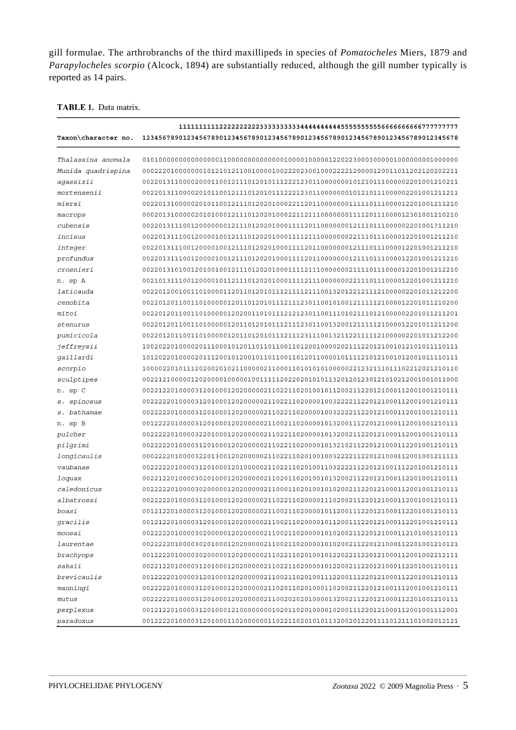gill formulae. The arthrobranchs of the third maxillipeds in species of *Pomatocheles* Miers, 1879 and *Parapylocheles scorpio* (Alcock, 1894) are substantially reduced, although the gill number typically is reported as 14 pairs.

**TABLE 1.** Data matrix.

| Taxon\character no. | 111111111122222222223333333333444444444455555555556666666666777777777<br>123456789012345678901234567890123456789012345678901234567890123456789012345678 |
|---|---|
| *Thalassina anomala* | 010100000000000000011000000000000001000010000012202230003000001000000001000000 |
| *Munida quadrispina* | 000222010000000101210121100100001002220230010002222120000120011011202120202211 |
| *agassizii* | 002201311000020001100121110120101112221230110000000101210111000002201001210211 |
| *mortensenii* | 002201311000020101100121110120101112221230110000000101210111000002201001211211 |
| *miersi* | 002201310000020101100121110120201000221120110000000111110111000012201001211210 |
| *macrops* | 000201310000020101000121110120201000221121110000000111120111000012301001210210 |
| *cubensis* | 002201311100120000000121110120201000111120110000000121110111000002201001?11210 |
| *incisus* | 002201311100120000100121110120201000111121110000000221110111000012201001211210 |
| *integer* | 002201311100120000100121110120201000111120110000000121110111000012201001211210 |
| *profundus* | 002201311100120000100121110120201000111120110000000121110111000012201001211210 |
| *crosnieri* | 002201310100120100100121110120201000111121110000000211110111000012201001212210 |
| n. sp A | 002101311100120000101121110120201000111121110000000221110111000012201001211210 |
| *laticauda* | 002201200100110100001120110120101112111121110013201221211121000002201011212200 |
| *cenobita* | 002201201100110100000120110120101112111230110010100121111121000012201011210200 |
| *mitoi* | 002201201100110100000120200110101112121230110011101021110121000002201011211201 |
| *stenurus* | 002201201100110100000120110120101112111230110013200121111121000012201011211200 |
| *pumicicola* | 002201201100110100000120110120101112111231110013211221111121000002201011212200 |
| *jeffreysii* | 100202201000020111000101201101101100110120010000202111220121001012101011110111 |
| *gaillardi* | 101202201000020111200101200101101100110120110000010111121012100101200101110111 |
| *scorpio* | 100002201011120200201021100000211000110101010100000221232111011102212021210110 |
| *sculptipes* | 002212100001202000010000010011111202202010101132012012301210102120010010110000 |
| n. sp C | 002212201000031201000120200000211022110201001011200211220121000112001001210111 |
| *s. spinosus* | 002222201000031201000120200000211022110200001003222211220121000112001001210111 |
| *s. bathamae* | 002222201000031201000120200000211022110200001003222211220121000112001001210111 |
| n. sp B | 001222201000031201000120200000211002110200001013200111220121000112001001210111 |
| *pulcher* | 002222201000032201000120200000211022110200001013200211220121000112001001210111 |
| *pilgrimi* | 002222201000031201000120200000211022110200001013210211220121000112201001210111 |
| *longicaulis* | 000222201000032201300120200000211022110201001003222211220121000112001001211111 |
| *vaubanae* | 002222201000031201000120100000211022110201001103222211220121001112201001210111 |
| *loquax* | 002212201000030201000120200000211020110201001013200211220121000112201001210111 |
| *caledonicus* | 002222201000030200000120200000211000110201001010200211220121000112001001210111 |
| *albatrossi* | 002222201000031201000120200000211022110200001110200211220121000112001001210111 |
| *boasi* | 001212201000031201000120200000211002110200001011200111220121000112201001210111 |
| *gracilis* | 001212201000031201000120200000211002110200001011200111220121000112201001210111 |
| *moosai* | 002222201000030200000120200000211002110200001010200211220121000112101001210111 |
| *laurentae* | 002222201000030201000120200000211002110200001010200211220121000112201001210121 |
| *brachyops* | 001222201000030200000120200000211022110201001012202211220121000112001002212111 |
| *sakaii* | 002212201000031201000120200000211022110200001012200211220121000112201001210111 |
| *brevicaulis* | 001222201000031201000120200000211002110201001112200111220121000112201001210111 |
| *manningi* | 002222201000031201000120200000211020110201000110200211220121001112001001210111 |
| *mutus* | 002222201000031201000120200000211002020201000013200211220121000112201001210111 |
| *perplexus* | 001212201000031201000121000000001020110201000010200111220121000112001001112001 |
| *paradoxus* | 001222201000031201000110200000011022110201010113200201220111101211101002012121 |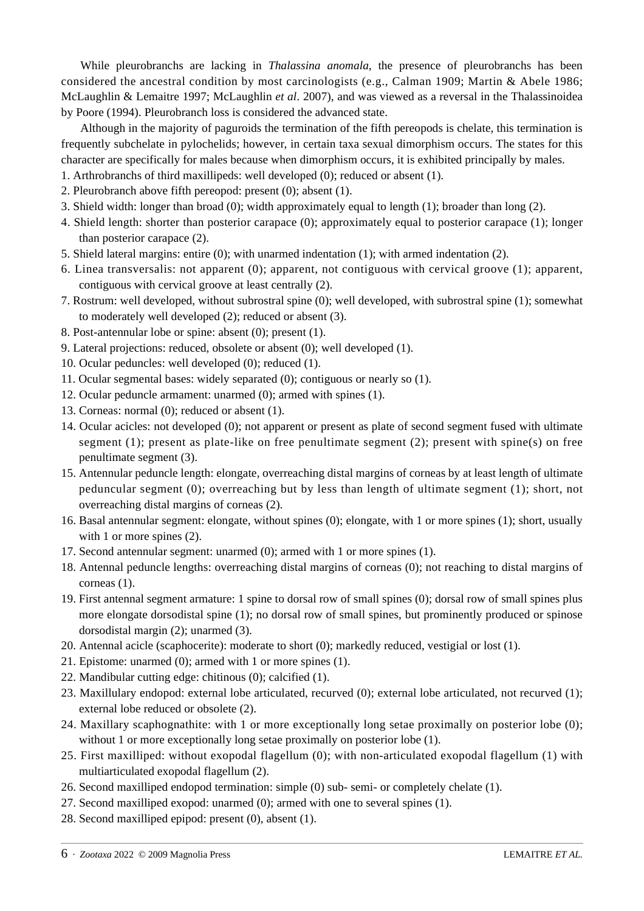While pleurobranchs are lacking in *Thalassina anomala*, the presence of pleurobranchs has been considered the ancestral condition by most carcinologists (e.g., Calman 1909; Martin & Abele 1986; McLaughlin & Lemaitre 1997; McLaughlin *et al.* 2007), and was viewed as a reversal in the Thalassinoidea by Poore (1994). Pleurobranch loss is considered the advanced state.

Although in the majority of paguroids the termination of the fifth pereopods is chelate, this termination is frequently subchelate in pylochelids; however, in certain taxa sexual dimorphism occurs. The states for this character are specifically for males because when dimorphism occurs, it is exhibited principally by males.

1. Arthrobranchs of third maxillipeds: well developed (0); reduced or absent (1).
2. Pleurobranch above fifth pereopod: present (0); absent (1).
3. Shield width: longer than broad (0); width approximately equal to length (1); broader than long (2).
4. Shield length: shorter than posterior carapace (0); approximately equal to posterior carapace (1); longer than posterior carapace (2).
5. Shield lateral margins: entire (0); with unarmed indentation (1); with armed indentation (2).
6. Linea transversalis: not apparent (0); apparent, not contiguous with cervical groove (1); apparent, contiguous with cervical groove at least centrally (2).
7. Rostrum: well developed, without subrostral spine (0); well developed, with subrostral spine (1); somewhat to moderately well developed (2); reduced or absent (3).
8. Post-antennular lobe or spine: absent (0); present (1).
9. Lateral projections: reduced, obsolete or absent (0); well developed (1).
10. Ocular peduncles: well developed (0); reduced (1).
11. Ocular segmental bases: widely separated (0); contiguous or nearly so (1).
12. Ocular peduncle armament: unarmed (0); armed with spines (1).
13. Corneas: normal (0); reduced or absent (1).
14. Ocular acicles: not developed (0); not apparent or present as plate of second segment fused with ultimate segment (1); present as plate-like on free penultimate segment (2); present with spine(s) on free penultimate segment (3).
15. Antennular peduncle length: elongate, overreaching distal margins of corneas by at least length of ultimate peduncular segment (0); overreaching but by less than length of ultimate segment (1); short, not overreaching distal margins of corneas (2).
16. Basal antennular segment: elongate, without spines (0); elongate, with 1 or more spines (1); short, usually with 1 or more spines (2).
17. Second antennular segment: unarmed (0); armed with 1 or more spines (1).
18. Antennal peduncle lengths: overreaching distal margins of corneas (0); not reaching to distal margins of corneas (1).
19. First antennal segment armature: 1 spine to dorsal row of small spines (0); dorsal row of small spines plus more elongate dorsodistal spine (1); no dorsal row of small spines, but prominently produced or spinose dorsodistal margin (2); unarmed (3).
20. Antennal acicle (scaphocerite): moderate to short (0); markedly reduced, vestigial or lost (1).
21. Epistome: unarmed (0); armed with 1 or more spines (1).
22. Mandibular cutting edge: chitinous (0); calcified (1).
23. Maxillulary endopod: external lobe articulated, recurved (0); external lobe articulated, not recurved (1); external lobe reduced or obsolete (2).
24. Maxillary scaphognathite: with 1 or more exceptionally long setae proximally on posterior lobe (0); without 1 or more exceptionally long setae proximally on posterior lobe (1).
25. First maxilliped: without exopodal flagellum (0); with non-articulated exopodal flagellum (1) with multiarticulated exopodal flagellum (2).
26. Second maxilliped endopod termination: simple (0) sub- semi- or completely chelate (1).
27. Second maxilliped exopod: unarmed (0); armed with one to several spines (1).
28. Second maxilliped epipod: present (0), absent (1).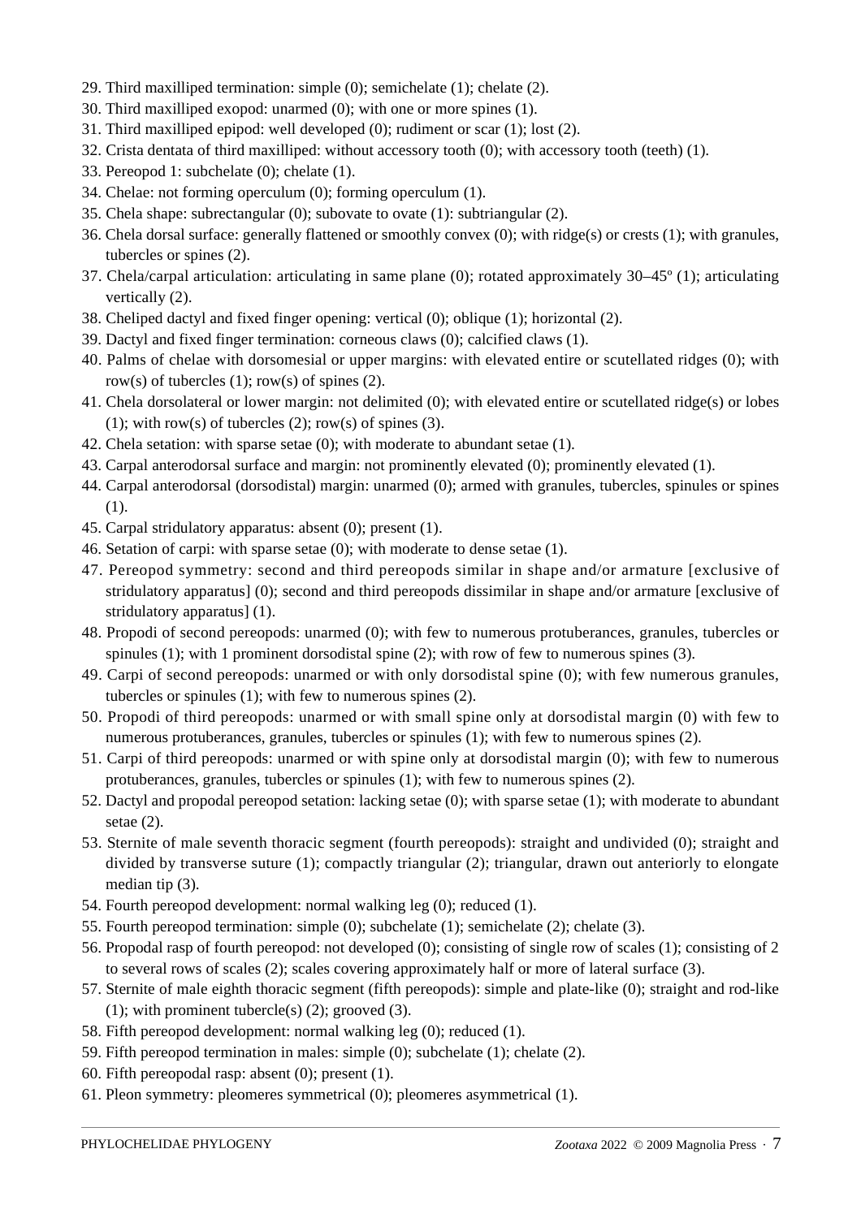29. Third maxilliped termination: simple (0); semichelate (1); chelate (2).
30. Third maxilliped exopod: unarmed (0); with one or more spines (1).
31. Third maxilliped epipod: well developed (0); rudiment or scar (1); lost (2).
32. Crista dentata of third maxilliped: without accessory tooth (0); with accessory tooth (teeth) (1).
33. Pereopod 1: subchelate (0); chelate (1).
34. Chelae: not forming operculum (0); forming operculum (1).
35. Chela shape: subrectangular (0); subovate to ovate (1): subtriangular (2).
36. Chela dorsal surface: generally flattened or smoothly convex (0); with ridge(s) or crests (1); with granules, tubercles or spines (2).
37. Chela/carpal articulation: articulating in same plane (0); rotated approximately 30–45º (1); articulating vertically (2).
38. Cheliped dactyl and fixed finger opening: vertical (0); oblique (1); horizontal (2).
39. Dactyl and fixed finger termination: corneous claws (0); calcified claws (1).
40. Palms of chelae with dorsomesial or upper margins: with elevated entire or scutellated ridges (0); with row(s) of tubercles (1); row(s) of spines (2).
41. Chela dorsolateral or lower margin: not delimited (0); with elevated entire or scutellated ridge(s) or lobes (1); with row(s) of tubercles (2); row(s) of spines (3).
42. Chela setation: with sparse setae (0); with moderate to abundant setae (1).
43. Carpal anterodorsal surface and margin: not prominently elevated (0); prominently elevated (1).
44. Carpal anterodorsal (dorsodistal) margin: unarmed (0); armed with granules, tubercles, spinules or spines (1).
45. Carpal stridulatory apparatus: absent (0); present (1).
46. Setation of carpi: with sparse setae (0); with moderate to dense setae (1).
47. Pereopod symmetry: second and third pereopods similar in shape and/or armature [exclusive of stridulatory apparatus] (0); second and third pereopods dissimilar in shape and/or armature [exclusive of stridulatory apparatus] (1).
48. Propodi of second pereopods: unarmed (0); with few to numerous protuberances, granules, tubercles or spinules (1); with 1 prominent dorsodistal spine (2); with row of few to numerous spines (3).
49. Carpi of second pereopods: unarmed or with only dorsodistal spine (0); with few numerous granules, tubercles or spinules (1); with few to numerous spines (2).
50. Propodi of third pereopods: unarmed or with small spine only at dorsodistal margin (0) with few to numerous protuberances, granules, tubercles or spinules (1); with few to numerous spines (2).
51. Carpi of third pereopods: unarmed or with spine only at dorsodistal margin (0); with few to numerous protuberances, granules, tubercles or spinules (1); with few to numerous spines (2).
52. Dactyl and propodal pereopod setation: lacking setae (0); with sparse setae (1); with moderate to abundant setae (2).
53. Sternite of male seventh thoracic segment (fourth pereopods): straight and undivided (0); straight and divided by transverse suture (1); compactly triangular (2); triangular, drawn out anteriorly to elongate median tip (3).
54. Fourth pereopod development: normal walking leg (0); reduced (1).
55. Fourth pereopod termination: simple (0); subchelate (1); semichelate (2); chelate (3).
56. Propodal rasp of fourth pereopod: not developed (0); consisting of single row of scales (1); consisting of 2 to several rows of scales (2); scales covering approximately half or more of lateral surface (3).
57. Sternite of male eighth thoracic segment (fifth pereopods): simple and plate-like (0); straight and rod-like (1); with prominent tubercle(s) (2); grooved (3).
58. Fifth pereopod development: normal walking leg (0); reduced (1).
59. Fifth pereopod termination in males: simple (0); subchelate (1); chelate (2).
60. Fifth pereopodal rasp: absent (0); present (1).
61. Pleon symmetry: pleomeres symmetrical (0); pleomeres asymmetrical (1).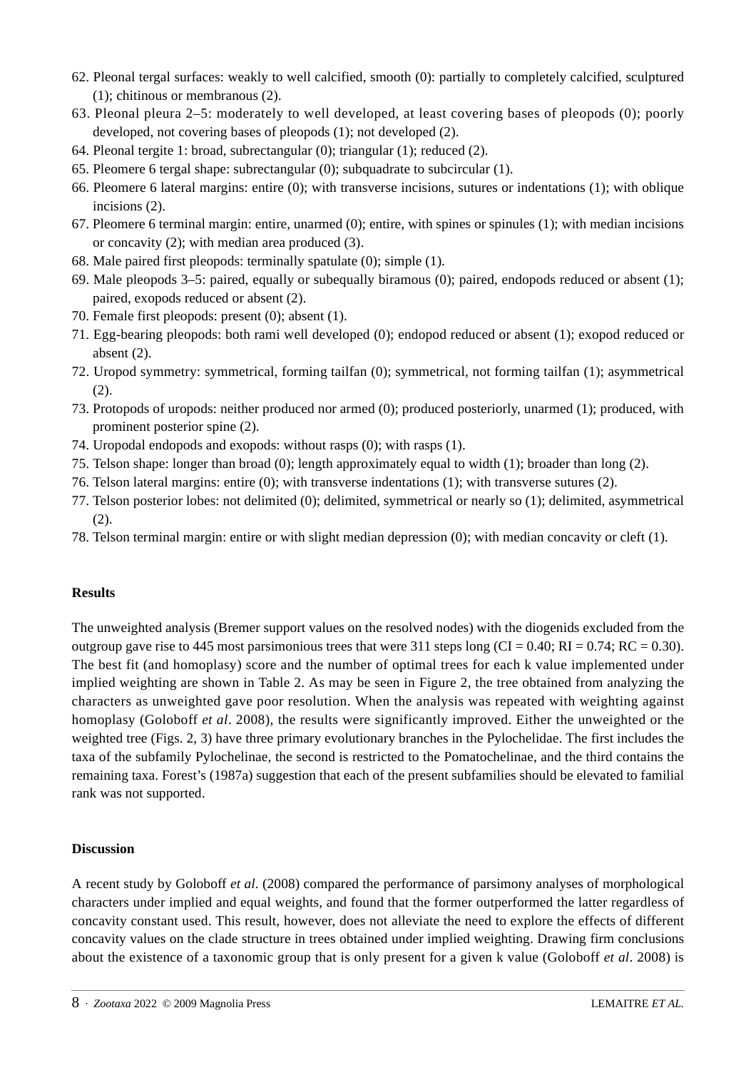62. Pleonal tergal surfaces: weakly to well calcified, smooth (0): partially to completely calcified, sculptured (1); chitinous or membranous (2).
63. Pleonal pleura 2–5: moderately to well developed, at least covering bases of pleopods (0); poorly developed, not covering bases of pleopods (1); not developed (2).
64. Pleonal tergite 1: broad, subrectangular (0); triangular (1); reduced (2).
65. Pleomere 6 tergal shape: subrectangular (0); subquadrate to subcircular (1).
66. Pleomere 6 lateral margins: entire (0); with transverse incisions, sutures or indentations (1); with oblique incisions (2).
67. Pleomere 6 terminal margin: entire, unarmed (0); entire, with spines or spinules (1); with median incisions or concavity (2); with median area produced (3).
68. Male paired first pleopods: terminally spatulate (0); simple (1).
69. Male pleopods 3–5: paired, equally or subequally biramous (0); paired, endopods reduced or absent (1); paired, exopods reduced or absent (2).
70. Female first pleopods: present (0); absent (1).
71. Egg-bearing pleopods: both rami well developed (0); endopod reduced or absent (1); exopod reduced or absent (2).
72. Uropod symmetry: symmetrical, forming tailfan (0); symmetrical, not forming tailfan (1); asymmetrical (2).
73. Protopods of uropods: neither produced nor armed (0); produced posteriorly, unarmed (1); produced, with prominent posterior spine (2).
74. Uropodal endopods and exopods: without rasps (0); with rasps (1).
75. Telson shape: longer than broad (0); length approximately equal to width (1); broader than long (2).
76. Telson lateral margins: entire (0); with transverse indentations (1); with transverse sutures (2).
77. Telson posterior lobes: not delimited (0); delimited, symmetrical or nearly so (1); delimited, asymmetrical (2).
78. Telson terminal margin: entire or with slight median depression (0); with median concavity or cleft (1).

## Results

The unweighted analysis (Bremer support values on the resolved nodes) with the diogenids excluded from the outgroup gave rise to 445 most parsimonious trees that were 311 steps long (CI = 0.40; RI = 0.74; RC = 0.30). The best fit (and homoplasy) score and the number of optimal trees for each k value implemented under implied weighting are shown in Table 2. As may be seen in Figure 2, the tree obtained from analyzing the characters as unweighted gave poor resolution. When the analysis was repeated with weighting against homoplasy (Goloboff *et al*. 2008), the results were significantly improved. Either the unweighted or the weighted tree (Figs. 2, 3) have three primary evolutionary branches in the Pylochelidae. The first includes the taxa of the subfamily Pylochelinae, the second is restricted to the Pomatochelinae, and the third contains the remaining taxa. Forest's (1987a) suggestion that each of the present subfamilies should be elevated to familial rank was not supported.

## Discussion

A recent study by Goloboff *et al*. (2008) compared the performance of parsimony analyses of morphological characters under implied and equal weights, and found that the former outperformed the latter regardless of concavity constant used. This result, however, does not alleviate the need to explore the effects of different concavity values on the clade structure in trees obtained under implied weighting. Drawing firm conclusions about the existence of a taxonomic group that is only present for a given k value (Goloboff *et al*. 2008) is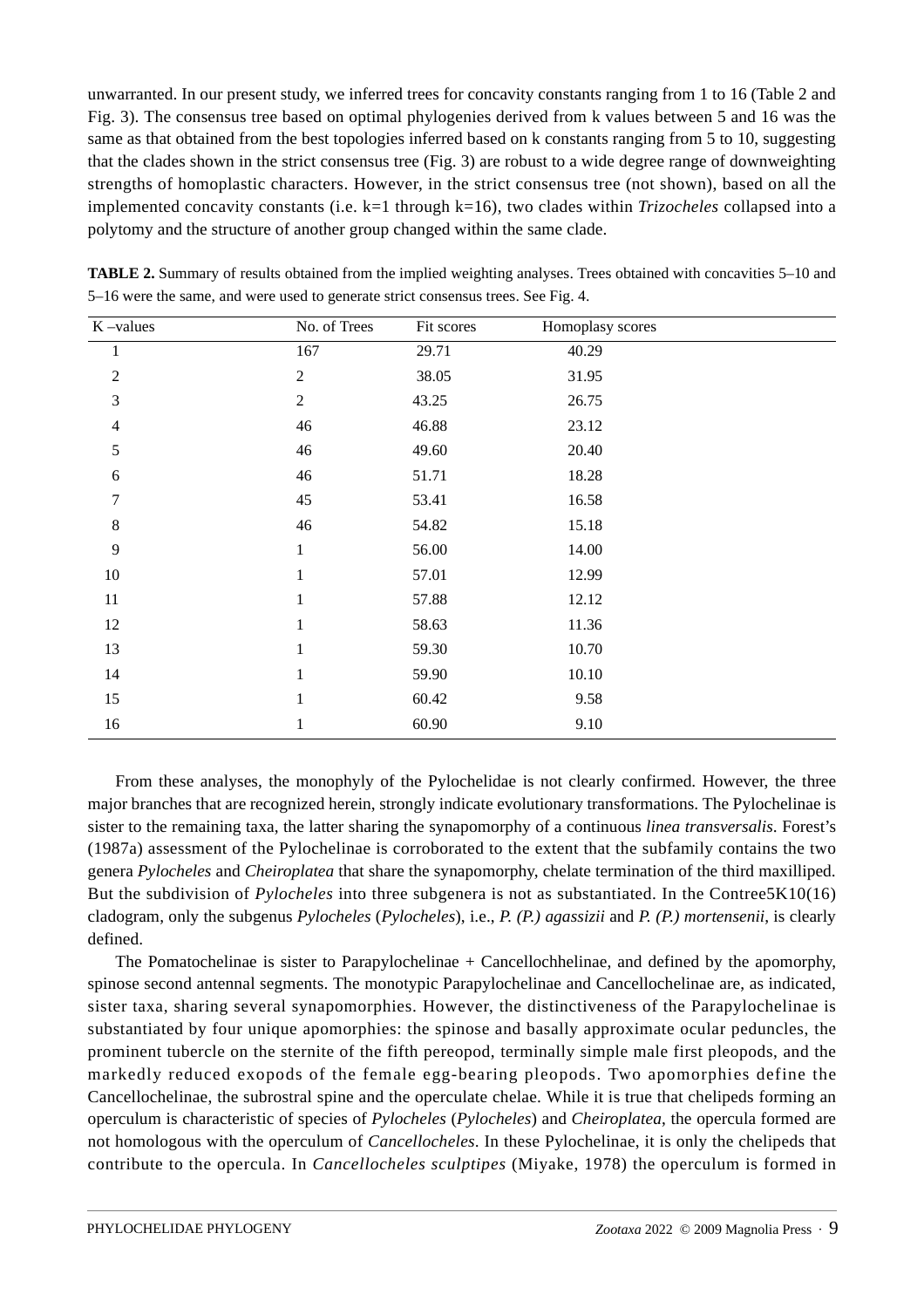unwarranted. In our present study, we inferred trees for concavity constants ranging from 1 to 16 (Table 2 and Fig. 3). The consensus tree based on optimal phylogenies derived from k values between 5 and 16 was the same as that obtained from the best topologies inferred based on k constants ranging from 5 to 10, suggesting that the clades shown in the strict consensus tree (Fig. 3) are robust to a wide degree range of downweighting strengths of homoplastic characters. However, in the strict consensus tree (not shown), based on all the implemented concavity constants (i.e. k=1 through k=16), two clades within *Trizocheles* collapsed into a polytomy and the structure of another group changed within the same clade.

**TABLE 2.** Summary of results obtained from the implied weighting analyses. Trees obtained with concavities 5–10 and 5–16 were the same, and were used to generate strict consensus trees. See Fig. 4.

| K –values | No. of Trees | Fit scores | Homoplasy scores |
|---|---|---|---|
| 1 | 167 | 29.71 | 40.29 |
| 2 | 2 | 38.05 | 31.95 |
| 3 | 2 | 43.25 | 26.75 |
| 4 | 46 | 46.88 | 23.12 |
| 5 | 46 | 49.60 | 20.40 |
| 6 | 46 | 51.71 | 18.28 |
| 7 | 45 | 53.41 | 16.58 |
| 8 | 46 | 54.82 | 15.18 |
| 9 | 1 | 56.00 | 14.00 |
| 10 | 1 | 57.01 | 12.99 |
| 11 | 1 | 57.88 | 12.12 |
| 12 | 1 | 58.63 | 11.36 |
| 13 | 1 | 59.30 | 10.70 |
| 14 | 1 | 59.90 | 10.10 |
| 15 | 1 | 60.42 | 9.58 |
| 16 | 1 | 60.90 | 9.10 |

From these analyses, the monophyly of the Pylochelidae is not clearly confirmed. However, the three major branches that are recognized herein, strongly indicate evolutionary transformations. The Pylochelinae is sister to the remaining taxa, the latter sharing the synapomorphy of a continuous *linea transversalis*. Forest's (1987a) assessment of the Pylochelinae is corroborated to the extent that the subfamily contains the two genera *Pylocheles* and *Cheiroplatea* that share the synapomorphy, chelate termination of the third maxilliped. But the subdivision of *Pylocheles* into three subgenera is not as substantiated. In the Contree5K10(16) cladogram, only the subgenus *Pylocheles* (*Pylocheles*), i.e., *P. (P.) agassizii* and *P. (P.) mortensenii*, is clearly defined.

The Pomatochelinae is sister to Parapylochelinae + Cancellochhelinae, and defined by the apomorphy, spinose second antennal segments. The monotypic Parapylochelinae and Cancellochelinae are, as indicated, sister taxa, sharing several synapomorphies. However, the distinctiveness of the Parapylochelinae is substantiated by four unique apomorphies: the spinose and basally approximate ocular peduncles, the prominent tubercle on the sternite of the fifth pereopod, terminally simple male first pleopods, and the markedly reduced exopods of the female egg-bearing pleopods. Two apomorphies define the Cancellochelinae, the subrostral spine and the operculate chelae. While it is true that chelipeds forming an operculum is characteristic of species of *Pylocheles* (*Pylocheles*) and *Cheiroplatea*, the opercula formed are not homologous with the operculum of *Cancellocheles*. In these Pylochelinae, it is only the chelipeds that contribute to the opercula. In *Cancellocheles sculptipes* (Miyake, 1978) the operculum is formed in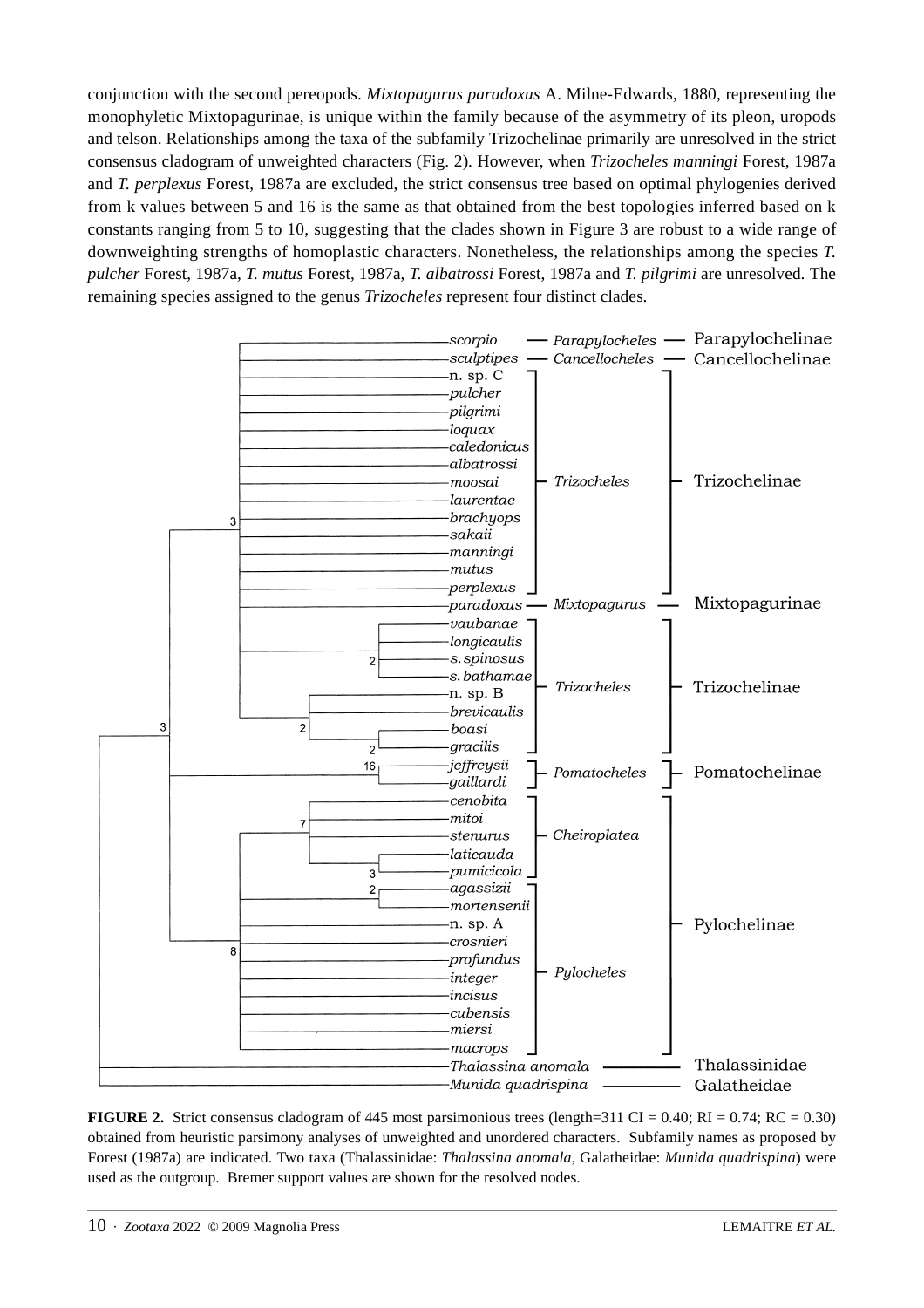conjunction with the second pereopods. *Mixtopagurus paradoxus* A. Milne-Edwards, 1880, representing the monophyletic Mixtopagurinae, is unique within the family because of the asymmetry of its pleon, uropods and telson. Relationships among the taxa of the subfamily Trizochelinae primarily are unresolved in the strict consensus cladogram of unweighted characters (Fig. 2). However, when *Trizocheles manningi* Forest, 1987a and *T. perplexus* Forest, 1987a are excluded, the strict consensus tree based on optimal phylogenies derived from k values between 5 and 16 is the same as that obtained from the best topologies inferred based on k constants ranging from 5 to 10, suggesting that the clades shown in Figure 3 are robust to a wide range of downweighting strengths of homoplastic characters. Nonetheless, the relationships among the species *T. pulcher* Forest, 1987a, *T. mutus* Forest, 1987a, *T. albatrossi* Forest, 1987a and *T. pilgrimi* are unresolved. The remaining species assigned to the genus *Trizocheles* represent four distinct clades.

**FIGURE 2.** Strict consensus cladogram of 445 most parsimonious trees (length=311 CI = 0.40; RI = 0.74; RC = 0.30) obtained from heuristic parsimony analyses of unweighted and unordered characters. Subfamily names as proposed by Forest (1987a) are indicated. Two taxa (Thalassinidae: *Thalassina anomala*, Galatheidae: *Munida quadrispina*) were used as the outgroup. Bremer support values are shown for the resolved nodes.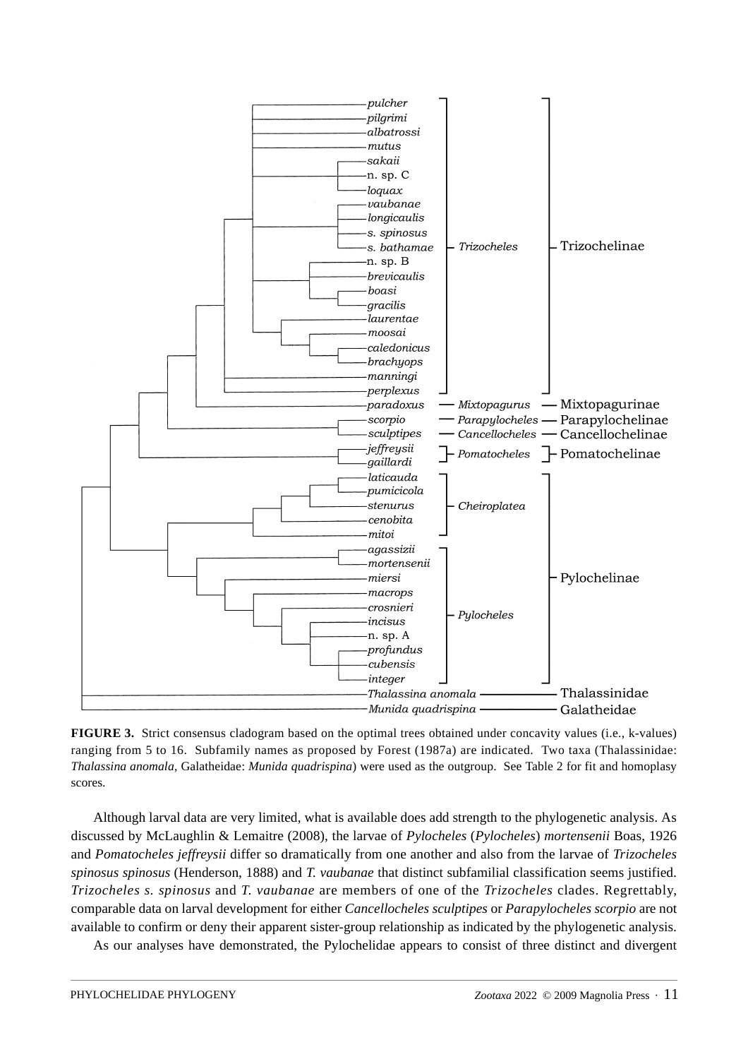**FIGURE 3.** Strict consensus cladogram based on the optimal trees obtained under concavity values (i.e., k-values) ranging from 5 to 16. Subfamily names as proposed by Forest (1987a) are indicated. Two taxa (Thalassinidae: *Thalassina anomala*, Galatheidae: *Munida quadrispina*) were used as the outgroup. See Table 2 for fit and homoplasy scores.

Although larval data are very limited, what is available does add strength to the phylogenetic analysis. As discussed by McLaughlin & Lemaitre (2008), the larvae of *Pylocheles* (*Pylocheles*) *mortensenii* Boas, 1926 and *Pomatocheles jeffreysii* differ so dramatically from one another and also from the larvae of *Trizocheles spinosus spinosus* (Henderson, 1888) and *T. vaubanae* that distinct subfamilial classification seems justified. *Trizocheles s. spinosus* and *T. vaubanae* are members of one of the *Trizocheles* clades. Regrettably, comparable data on larval development for either *Cancellocheles sculptipes* or *Parapylocheles scorpio* are not available to confirm or deny their apparent sister-group relationship as indicated by the phylogenetic analysis.

As our analyses have demonstrated, the Pylochelidae appears to consist of three distinct and divergent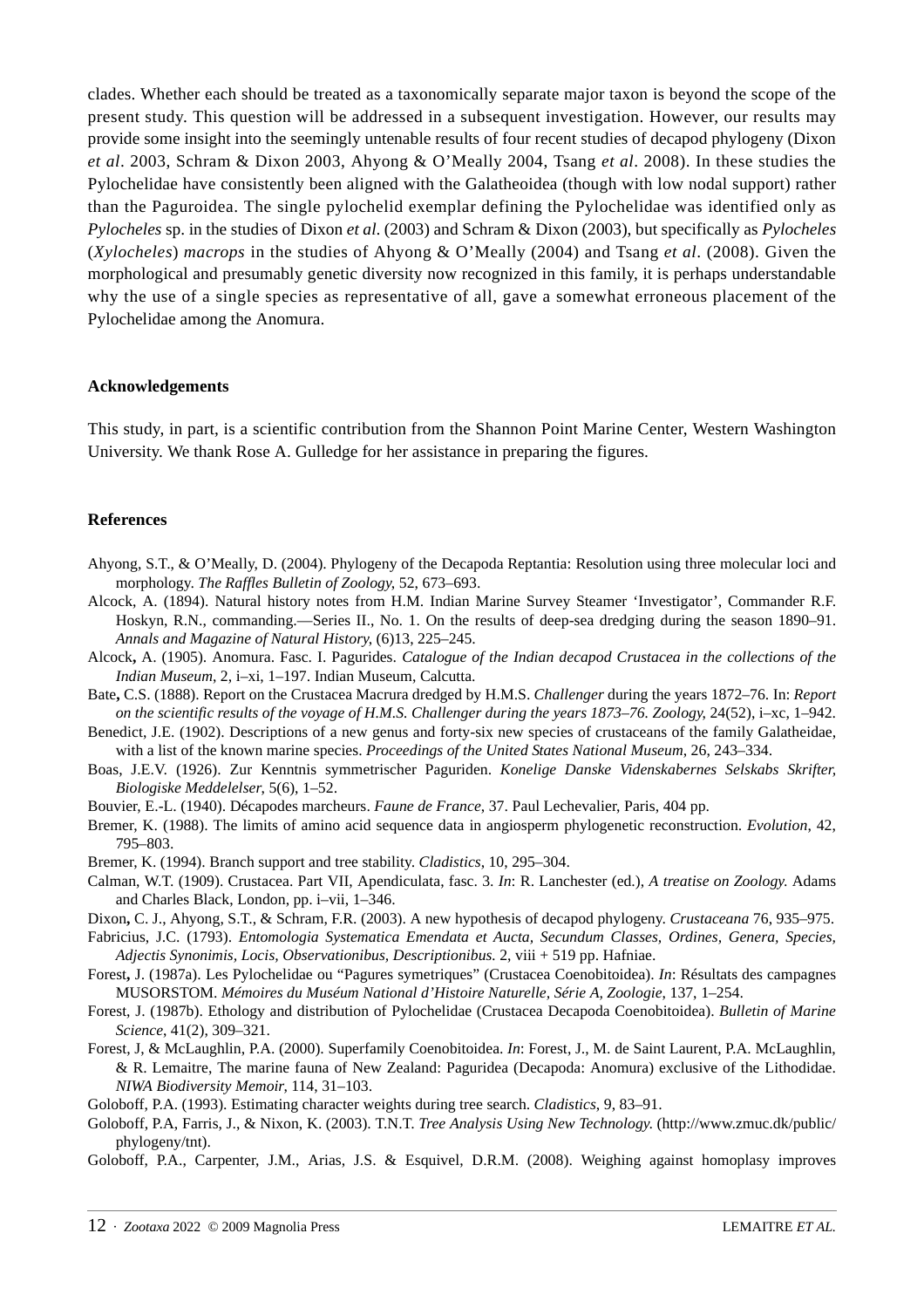clades. Whether each should be treated as a taxonomically separate major taxon is beyond the scope of the present study. This question will be addressed in a subsequent investigation. However, our results may provide some insight into the seemingly untenable results of four recent studies of decapod phylogeny (Dixon *et al*. 2003, Schram & Dixon 2003, Ahyong & O'Meally 2004, Tsang *et al*. 2008). In these studies the Pylochelidae have consistently been aligned with the Galatheoidea (though with low nodal support) rather than the Paguroidea. The single pylochelid exemplar defining the Pylochelidae was identified only as *Pylocheles* sp. in the studies of Dixon *et al.* (2003) and Schram & Dixon (2003), but specifically as *Pylocheles* (*Xylocheles*) *macrops* in the studies of Ahyong & O'Meally (2004) and Tsang *et al*. (2008). Given the morphological and presumably genetic diversity now recognized in this family, it is perhaps understandable why the use of a single species as representative of all, gave a somewhat erroneous placement of the Pylochelidae among the Anomura.

## Acknowledgements

This study, in part, is a scientific contribution from the Shannon Point Marine Center, Western Washington University. We thank Rose A. Gulledge for her assistance in preparing the figures.

## References

Ahyong, S.T., & O'Meally, D. (2004). Phylogeny of the Decapoda Reptantia: Resolution using three molecular loci and morphology. *The Raffles Bulletin of Zoology*, 52, 673–693.

Alcock, A. (1894). Natural history notes from H.M. Indian Marine Survey Steamer 'Investigator', Commander R.F. Hoskyn, R.N., commanding.—Series II., No. 1. On the results of deep-sea dredging during the season 1890–91. *Annals and Magazine of Natural History*, (6)13, 225–245.

Alcock**,** A. (1905). Anomura. Fasc. I. Pagurides. *Catalogue of the Indian decapod Crustacea in the collections of the Indian Museum*, 2, i–xi, 1–197. Indian Museum, Calcutta.

Bate**,** C.S. (1888). Report on the Crustacea Macrura dredged by H.M.S. *Challenger* during the years 1872–76. In: *Report on the scientific results of the voyage of H.M.S. Challenger during the years 1873–76. Zoology*, 24(52), i–xc, 1–942.

Benedict, J.E. (1902). Descriptions of a new genus and forty-six new species of crustaceans of the family Galatheidae, with a list of the known marine species. *Proceedings of the United States National Museum*, 26, 243–334.

Boas, J.E.V. (1926). Zur Kenntnis symmetrischer Paguriden. *Konelige Danske Videnskabernes Selskabs Skrifter, Biologiske Meddelelser*, 5(6), 1–52.

Bouvier, E.-L. (1940). Décapodes marcheurs. *Faune de France*, 37. Paul Lechevalier, Paris, 404 pp.

Bremer, K. (1988). The limits of amino acid sequence data in angiosperm phylogenetic reconstruction. *Evolution*, 42, 795–803.

Bremer, K. (1994). Branch support and tree stability. *Cladistics*, 10, 295–304.

Calman, W.T. (1909). Crustacea. Part VII, Apendiculata, fasc. 3. *In*: R. Lanchester (ed.), *A treatise on Zoology.* Adams and Charles Black, London, pp. i–vii, 1–346.

Dixon**,** C. J., Ahyong, S.T., & Schram, F.R. (2003). A new hypothesis of decapod phylogeny. *Crustaceana* 76, 935–975.

Fabricius, J.C. (1793). *Entomologia Systematica Emendata et Aucta, Secundum Classes, Ordines, Genera, Species, Adjectis Synonimis, Locis, Observationibus, Descriptionibus.* 2, viii + 519 pp. Hafniae.

Forest**,** J. (1987a). Les Pylochelidae ou "Pagures symetriques" (Crustacea Coenobitoidea). *In*: Résultats des campagnes MUSORSTOM. *Mémoires du Muséum National d'Histoire Naturelle, Série A, Zoologie*, 137, 1–254.

Forest, J. (1987b). Ethology and distribution of Pylochelidae (Crustacea Decapoda Coenobitoidea). *Bulletin of Marine Science*, 41(2), 309–321.

Forest, J, & McLaughlin, P.A. (2000). Superfamily Coenobitoidea. *In*: Forest, J., M. de Saint Laurent, P.A. McLaughlin, & R. Lemaitre, The marine fauna of New Zealand: Paguridea (Decapoda: Anomura) exclusive of the Lithodidae. *NIWA Biodiversity Memoir*, 114, 31–103.

Goloboff, P.A. (1993). Estimating character weights during tree search. *Cladistics*, 9, 83–91.

Goloboff, P.A, Farris, J., & Nixon, K. (2003). T.N.T. *Tree Analysis Using New Technology.* (http://www.zmuc.dk/public/phylogeny/tnt).

Goloboff, P.A., Carpenter, J.M., Arias, J.S. & Esquivel, D.R.M. (2008). Weighing against homoplasy improves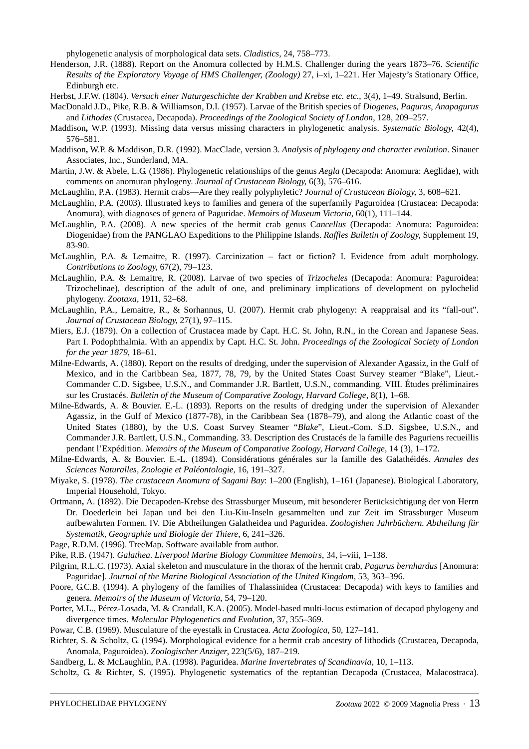phylogenetic analysis of morphological data sets. *Cladistics*, 24, 758–773.

Henderson, J.R. (1888). Report on the Anomura collected by H.M.S. Challenger during the years 1873–76. *Scientific Results of the Exploratory Voyage of HMS Challenger, (Zoology)* 27, i–xi, 1–221. Her Majesty's Stationary Office, Edinburgh etc.

Herbst, J.F.W. (1804). *Versuch einer Naturgeschichte der Krabben und Krebse etc. etc.*, 3(4), 1–49. Stralsund, Berlin.

MacDonald J.D., Pike, R.B. & Williamson, D.I. (1957). Larvae of the British species of *Diogenes*, *Pagurus*, *Anapagurus* and *Lithodes* (Crustacea, Decapoda). *Proceedings of the Zoological Society of London*, 128, 209–257.

Maddison**,** W.P. (1993). Missing data versus missing characters in phylogenetic analysis. *Systematic Biology*, 42(4), 576–581.

Maddison**,** W.P. & Maddison, D.R. (1992). MacClade, version 3. *Analysis of phylogeny and character evolution*. Sinauer Associates, Inc., Sunderland, MA.

Martin, J.W. & Abele, L.G. (1986). Phylogenetic relationships of the genus *Aegla* (Decapoda: Anomura: Aeglidae), with comments on anomuran phylogeny. *Journal of Crustacean Biology*, 6(3), 576–616.

McLaughlin, P.A. (1983). Hermit crabs—Are they really polyphyletic? *Journal of Crustacean Biology*, 3, 608–621.

McLaughlin, P.A. (2003). Illustrated keys to families and genera of the superfamily Paguroidea (Crustacea: Decapoda: Anomura), with diagnoses of genera of Paguridae. *Memoirs of Museum Victoria*, 60(1), 111–144.

McLaughlin, P.A. (2008). A new species of the hermit crab genus C*ancellus* (Decapoda: Anomura: Paguroidea: Diogenidae) from the PANGLAO Expeditions to the Philippine Islands. *Raffles Bulletin of Zoology*, Supplement 19, 83-90.

McLaughlin, P.A. & Lemaitre, R. (1997). Carcinization – fact or fiction? I. Evidence from adult morphology. *Contributions to Zoology*, 67(2), 79–123.

McLaughlin, P.A. & Lemaitre, R. (2008). Larvae of two species of *Trizocheles* (Decapoda: Anomura: Paguroidea: Trizochelinae), description of the adult of one, and preliminary implications of development on pylochelid phylogeny. *Zootaxa*, 1911, 52–68.

McLaughlin, P.A., Lemaitre, R., & Sorhannus, U. (2007). Hermit crab phylogeny: A reappraisal and its "fall-out". *Journal of Crustacean Biology*, 27(1), 97–115.

Miers, E.J. (1879). On a collection of Crustacea made by Capt. H.C. St. John, R.N., in the Corean and Japanese Seas. Part I. Podophthalmia. With an appendix by Capt. H.C. St. John. *Proceedings of the Zoological Society of London for the year 1879*, 18–61.

Milne-Edwards, A. (1880). Report on the results of dredging, under the supervision of Alexander Agassiz, in the Gulf of Mexico, and in the Caribbean Sea, 1877, 78, 79, by the United States Coast Survey steamer "Blake", Lieut.-Commander C.D. Sigsbee, U.S.N., and Commander J.R. Bartlett, U.S.N., commanding. VIII. Études préliminaires sur les Crustacés. *Bulletin of the Museum of Comparative Zoology, Harvard College*, 8(1), 1–68.

Milne-Edwards, A. & Bouvier. E.-L. (1893). Reports on the results of dredging under the supervision of Alexander Agassiz, in the Gulf of Mexico (1877-78), in the Caribbean Sea (1878–79), and along the Atlantic coast of the United States (1880), by the U.S. Coast Survey Steamer "*Blake*", Lieut.-Com. S.D. Sigsbee, U.S.N., and Commander J.R. Bartlett, U.S.N., Commanding. 33. Description des Crustacés de la famille des Paguriens recueillis pendant l'Expédition. *Memoirs of the Museum of Comparative Zoology, Harvard College*, 14 (3), 1–172.

Milne-Edwards, A. & Bouvier. E.-L. (1894). Considérations générales sur la famille des Galathéidés. *Annales des Sciences Naturalles, Zoologie et Paléontologie*, 16, 191–327.

Miyake, S. (1978). *The crustacean Anomura of Sagami Bay*: 1–200 (English), 1–161 (Japanese). Biological Laboratory, Imperial Household, Tokyo.

Ortmann**,** A. (1892). Die Decapoden-Krebse des Strassburger Museum, mit besonderer Berücksichtigung der von Herrn Dr. Doederlein bei Japan und bei den Liu-Kiu-Inseln gesammelten und zur Zeit im Strassburger Museum aufbewahrten Formen. IV. Die Abtheilungen Galatheidea und Paguridea. *Zoologishen Jahrbüchern. Abtheilung für Systematik, Geographie und Biologie der Thiere*, 6, 241–326.

Page, R.D.M. (1996). TreeMap. Software available from author.

Pike, R.B. (1947). *Galathea*. *Liverpool Marine Biology Committee Memoirs*, 34, i–viii, 1–138.

Pilgrim, R.L.C. (1973). Axial skeleton and musculature in the thorax of the hermit crab, *Pagurus bernhardus* [Anomura: Paguridae]. *Journal of the Marine Biological Association of the United Kingdom*, 53, 363–396.

Poore, G.C.B. (1994). A phylogeny of the families of Thalassinidea (Crustacea: Decapoda) with keys to families and genera. *Memoirs of the Museum of Victoria*, 54, 79–120.

Porter, M.L., Pérez-Losada, M. & Crandall, K.A. (2005). Model-based multi-locus estimation of decapod phylogeny and divergence times. *Molecular Phylogenetics and Evolution*, 37, 355–369.

Powar, C.B. (1969). Musculature of the eyestalk in Crustacea. *Acta Zoologica*, 50, 127–141.

Richter, S. & Scholtz, G. (1994). Morphological evidence for a hermit crab ancestry of lithodids (Crustacea, Decapoda, Anomala, Paguroidea). *Zoologischer Anziger*, 223(5/6), 187–219.

Sandberg, L. & McLaughlin, P.A. (1998). Paguridea. *Marine Invertebrates of Scandinavia*, 10, 1–113.

Scholtz, G. & Richter, S. (1995). Phylogenetic systematics of the reptantian Decapoda (Crustacea, Malacostraca).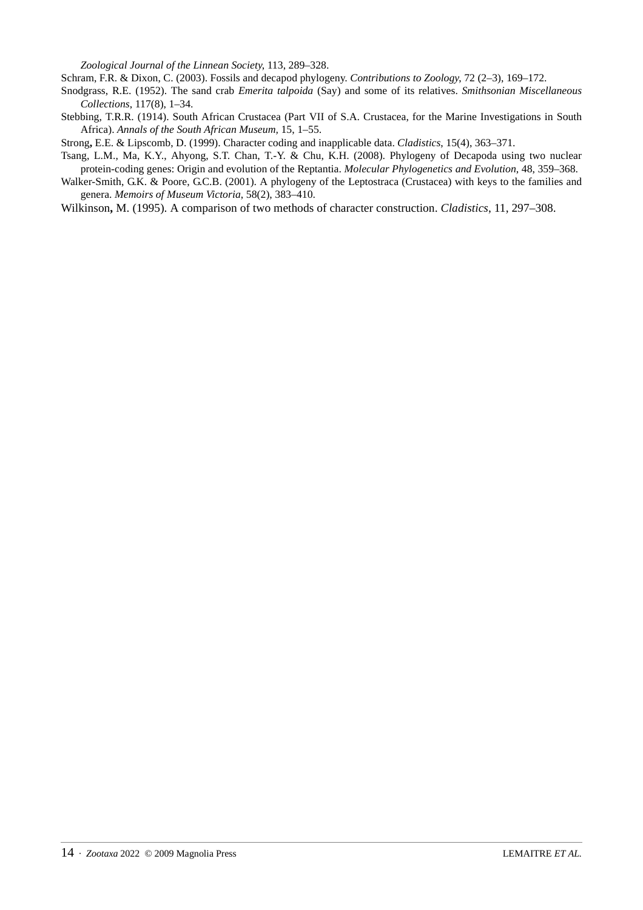*Zoological Journal of the Linnean Society*, 113, 289–328.

Schram, F.R. & Dixon, C. (2003). Fossils and decapod phylogeny. *Contributions to Zoology*, 72 (2–3), 169–172.

Snodgrass, R.E. (1952). The sand crab *Emerita talpoida* (Say) and some of its relatives. *Smithsonian Miscellaneous Collections*, 117(8), 1–34.

Stebbing, T.R.R. (1914). South African Crustacea (Part VII of S.A. Crustacea, for the Marine Investigations in South Africa). *Annals of the South African Museum*, 15, 1–55.

Strong**,** E.E. & Lipscomb, D. (1999). Character coding and inapplicable data. *Cladistics*, 15(4), 363–371.

Tsang, L.M., Ma, K.Y., Ahyong, S.T. Chan, T.-Y. & Chu, K.H. (2008). Phylogeny of Decapoda using two nuclear protein-coding genes: Origin and evolution of the Reptantia. *Molecular Phylogenetics and Evolution*, 48, 359–368.

Walker-Smith, G.K. & Poore, G.C.B. (2001). A phylogeny of the Leptostraca (Crustacea) with keys to the families and genera. *Memoirs of Museum Victoria*, 58(2), 383–410.

Wilkinson**,** M. (1995). A comparison of two methods of character construction. *Cladistics*, 11, 297–308.